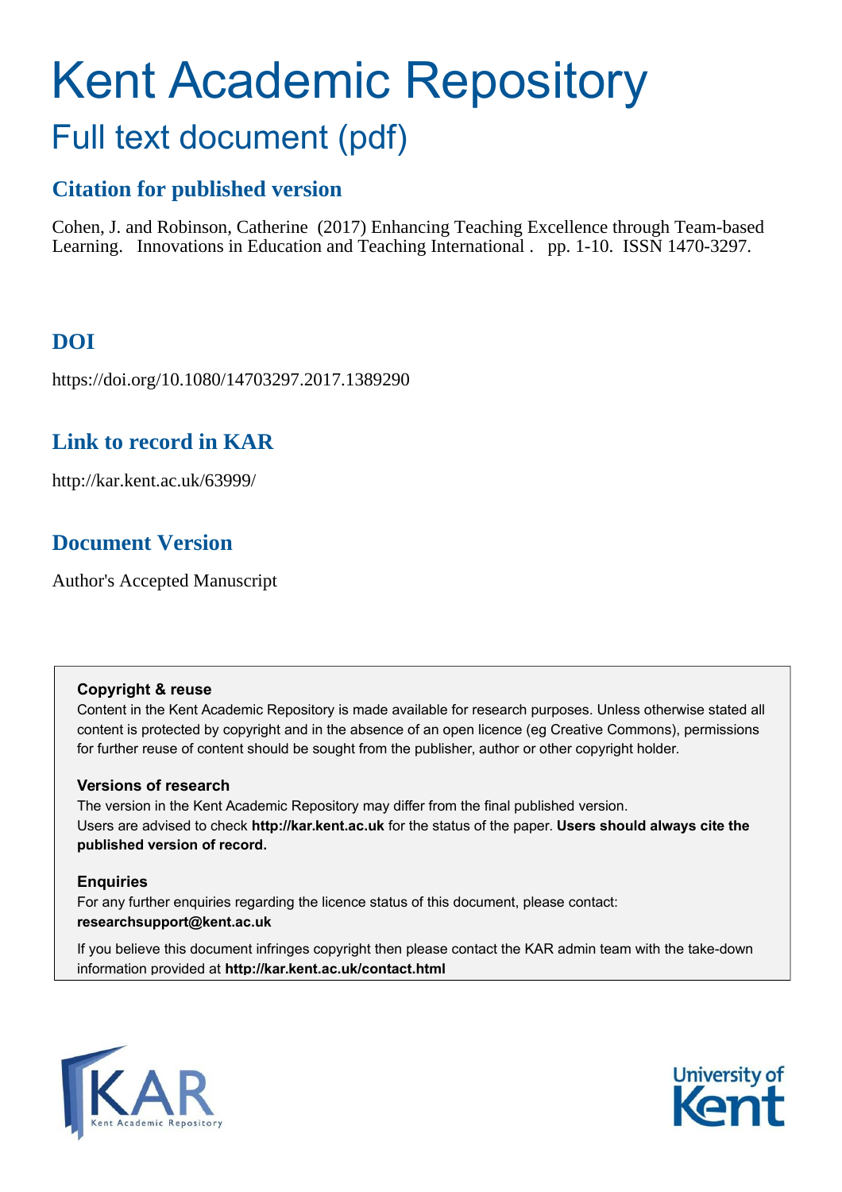# Kent Academic Repository

## Full text document (pdf)

### Citation for published version

Cohen, J. and Robinson, Catherine (2017) Enhancing Teaching Excellence through Team-based Learning. Innovations in Education and Teaching International . pp. 1-10. ISSN 1470-3297.

### DOI

https://doi.org/10.1080/14703297.2017.1389290

### Link to record in KAR

http://kar.kent.ac.uk/63999/

### Document Version

Author's Accepted Manuscript

**Copyright & reuse**

Content in the Kent Academic Repository is made available for research purposes. Unless otherwise stated all content is protected by copyright and in the absence of an open licence (eg Creative Commons), permissions for further reuse of content should be sought from the publisher, author or other copyright holder.

**Versions of research**

The version in the Kent Academic Repository may differ from the final published version. Users are advised to check **http://kar.kent.ac.uk** for the status of the paper. **Users should always cite the published version of record.**

**Enquiries**

For any further enquiries regarding the licence status of this document, please contact: **researchsupport@kent.ac.uk**

If you believe this document infringes copyright then please contact the KAR admin team with the take-down information provided at **http://kar.kent.ac.uk/contact.html**

KAR Kent Academic Repository

University of Kent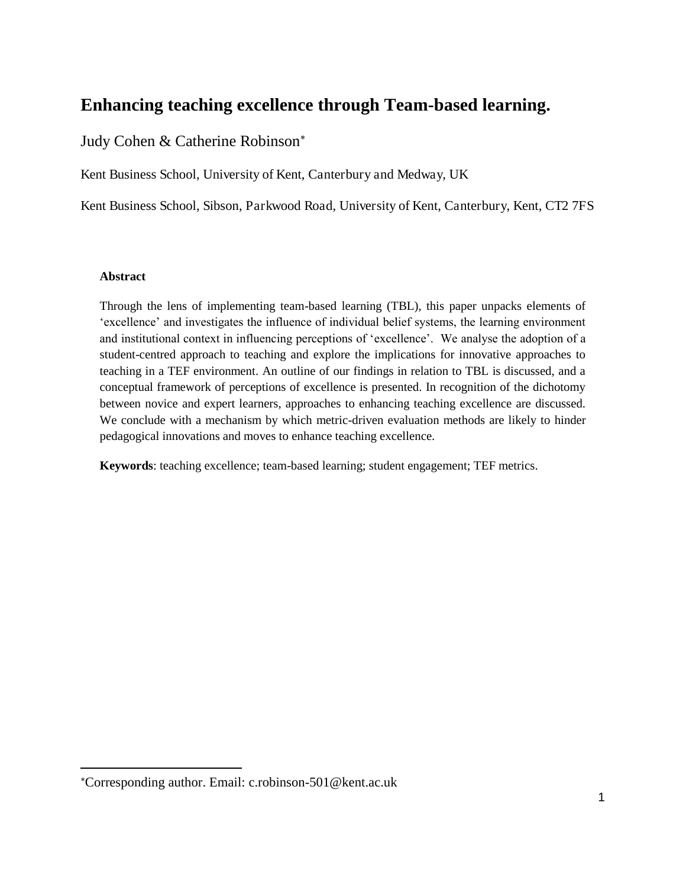# Enhancing teaching excellence through Team-based learning.

Judy Cohen & Catherine Robinson*

Kent Business School, University of Kent, Canterbury and Medway, UK

Kent Business School, Sibson, Parkwood Road, University of Kent, Canterbury, Kent, CT2 7FS

**Abstract**

Through the lens of implementing team-based learning (TBL), this paper unpacks elements of 'excellence' and investigates the influence of individual belief systems, the learning environment and institutional context in influencing perceptions of 'excellence'. We analyse the adoption of a student-centred approach to teaching and explore the implications for innovative approaches to teaching in a TEF environment. An outline of our findings in relation to TBL is discussed, and a conceptual framework of perceptions of excellence is presented. In recognition of the dichotomy between novice and expert learners, approaches to enhancing teaching excellence are discussed. We conclude with a mechanism by which metric-driven evaluation methods are likely to hinder pedagogical innovations and moves to enhance teaching excellence.

**Keywords**: teaching excellence; team-based learning; student engagement; TEF metrics.

*Corresponding author. Email: c.robinson-501@kent.ac.uk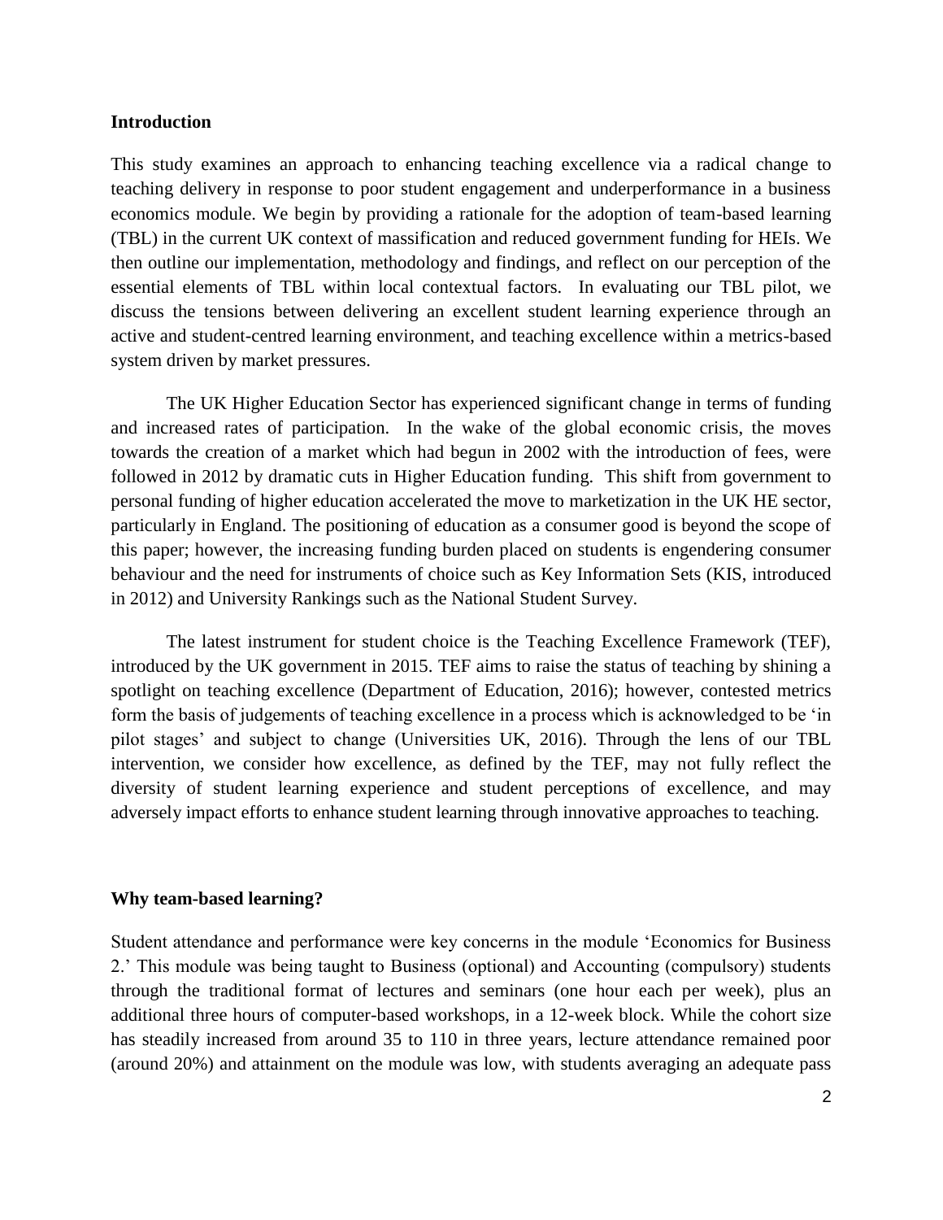## Introduction

This study examines an approach to enhancing teaching excellence via a radical change to teaching delivery in response to poor student engagement and underperformance in a business economics module. We begin by providing a rationale for the adoption of team-based learning (TBL) in the current UK context of massification and reduced government funding for HEIs. We then outline our implementation, methodology and findings, and reflect on our perception of the essential elements of TBL within local contextual factors. In evaluating our TBL pilot, we discuss the tensions between delivering an excellent student learning experience through an active and student-centred learning environment, and teaching excellence within a metrics-based system driven by market pressures.

The UK Higher Education Sector has experienced significant change in terms of funding and increased rates of participation. In the wake of the global economic crisis, the moves towards the creation of a market which had begun in 2002 with the introduction of fees, were followed in 2012 by dramatic cuts in Higher Education funding. This shift from government to personal funding of higher education accelerated the move to marketization in the UK HE sector, particularly in England. The positioning of education as a consumer good is beyond the scope of this paper; however, the increasing funding burden placed on students is engendering consumer behaviour and the need for instruments of choice such as Key Information Sets (KIS, introduced in 2012) and University Rankings such as the National Student Survey.

The latest instrument for student choice is the Teaching Excellence Framework (TEF), introduced by the UK government in 2015. TEF aims to raise the status of teaching by shining a spotlight on teaching excellence (Department of Education, 2016); however, contested metrics form the basis of judgements of teaching excellence in a process which is acknowledged to be 'in pilot stages' and subject to change (Universities UK, 2016). Through the lens of our TBL intervention, we consider how excellence, as defined by the TEF, may not fully reflect the diversity of student learning experience and student perceptions of excellence, and may adversely impact efforts to enhance student learning through innovative approaches to teaching.

## Why team-based learning?

Student attendance and performance were key concerns in the module 'Economics for Business 2.' This module was being taught to Business (optional) and Accounting (compulsory) students through the traditional format of lectures and seminars (one hour each per week), plus an additional three hours of computer-based workshops, in a 12-week block. While the cohort size has steadily increased from around 35 to 110 in three years, lecture attendance remained poor (around 20%) and attainment on the module was low, with students averaging an adequate pass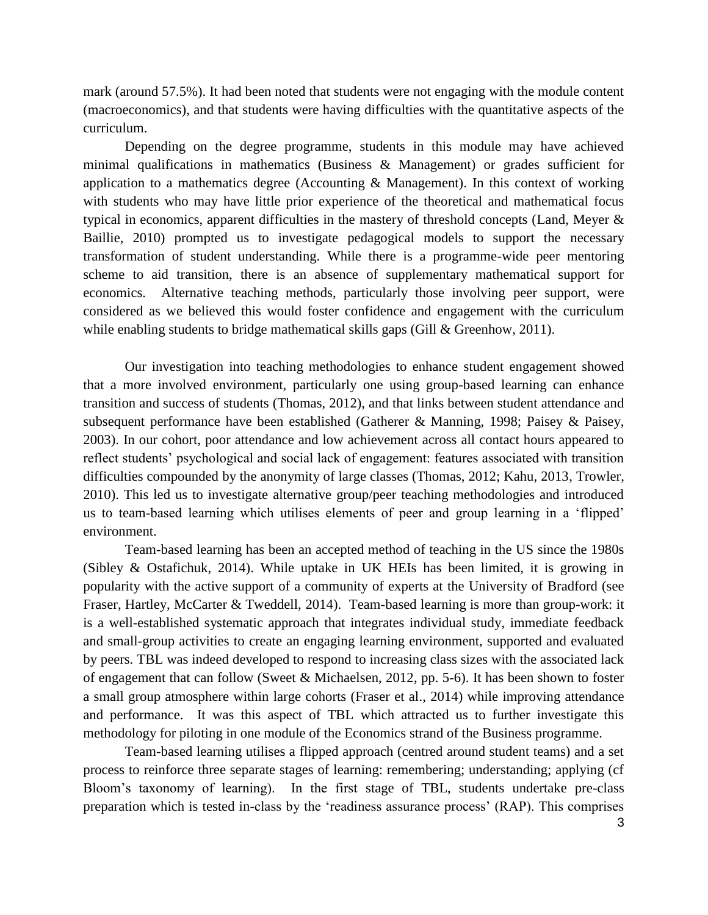mark (around 57.5%). It had been noted that students were not engaging with the module content (macroeconomics), and that students were having difficulties with the quantitative aspects of the curriculum.

Depending on the degree programme, students in this module may have achieved minimal qualifications in mathematics (Business & Management) or grades sufficient for application to a mathematics degree (Accounting & Management). In this context of working with students who may have little prior experience of the theoretical and mathematical focus typical in economics, apparent difficulties in the mastery of threshold concepts (Land, Meyer & Baillie, 2010) prompted us to investigate pedagogical models to support the necessary transformation of student understanding. While there is a programme-wide peer mentoring scheme to aid transition, there is an absence of supplementary mathematical support for economics. Alternative teaching methods, particularly those involving peer support, were considered as we believed this would foster confidence and engagement with the curriculum while enabling students to bridge mathematical skills gaps (Gill & Greenhow, 2011).

Our investigation into teaching methodologies to enhance student engagement showed that a more involved environment, particularly one using group-based learning can enhance transition and success of students (Thomas, 2012), and that links between student attendance and subsequent performance have been established (Gatherer & Manning, 1998; Paisey & Paisey, 2003). In our cohort, poor attendance and low achievement across all contact hours appeared to reflect students' psychological and social lack of engagement: features associated with transition difficulties compounded by the anonymity of large classes (Thomas, 2012; Kahu, 2013, Trowler, 2010). This led us to investigate alternative group/peer teaching methodologies and introduced us to team-based learning which utilises elements of peer and group learning in a 'flipped' environment.

Team-based learning has been an accepted method of teaching in the US since the 1980s (Sibley & Ostafichuk, 2014). While uptake in UK HEIs has been limited, it is growing in popularity with the active support of a community of experts at the University of Bradford (see Fraser, Hartley, McCarter & Tweddell, 2014). Team-based learning is more than group-work: it is a well-established systematic approach that integrates individual study, immediate feedback and small-group activities to create an engaging learning environment, supported and evaluated by peers. TBL was indeed developed to respond to increasing class sizes with the associated lack of engagement that can follow (Sweet & Michaelsen, 2012, pp. 5-6). It has been shown to foster a small group atmosphere within large cohorts (Fraser et al., 2014) while improving attendance and performance. It was this aspect of TBL which attracted us to further investigate this methodology for piloting in one module of the Economics strand of the Business programme.

Team-based learning utilises a flipped approach (centred around student teams) and a set process to reinforce three separate stages of learning: remembering; understanding; applying (cf Bloom's taxonomy of learning). In the first stage of TBL, students undertake pre-class preparation which is tested in-class by the 'readiness assurance process' (RAP). This comprises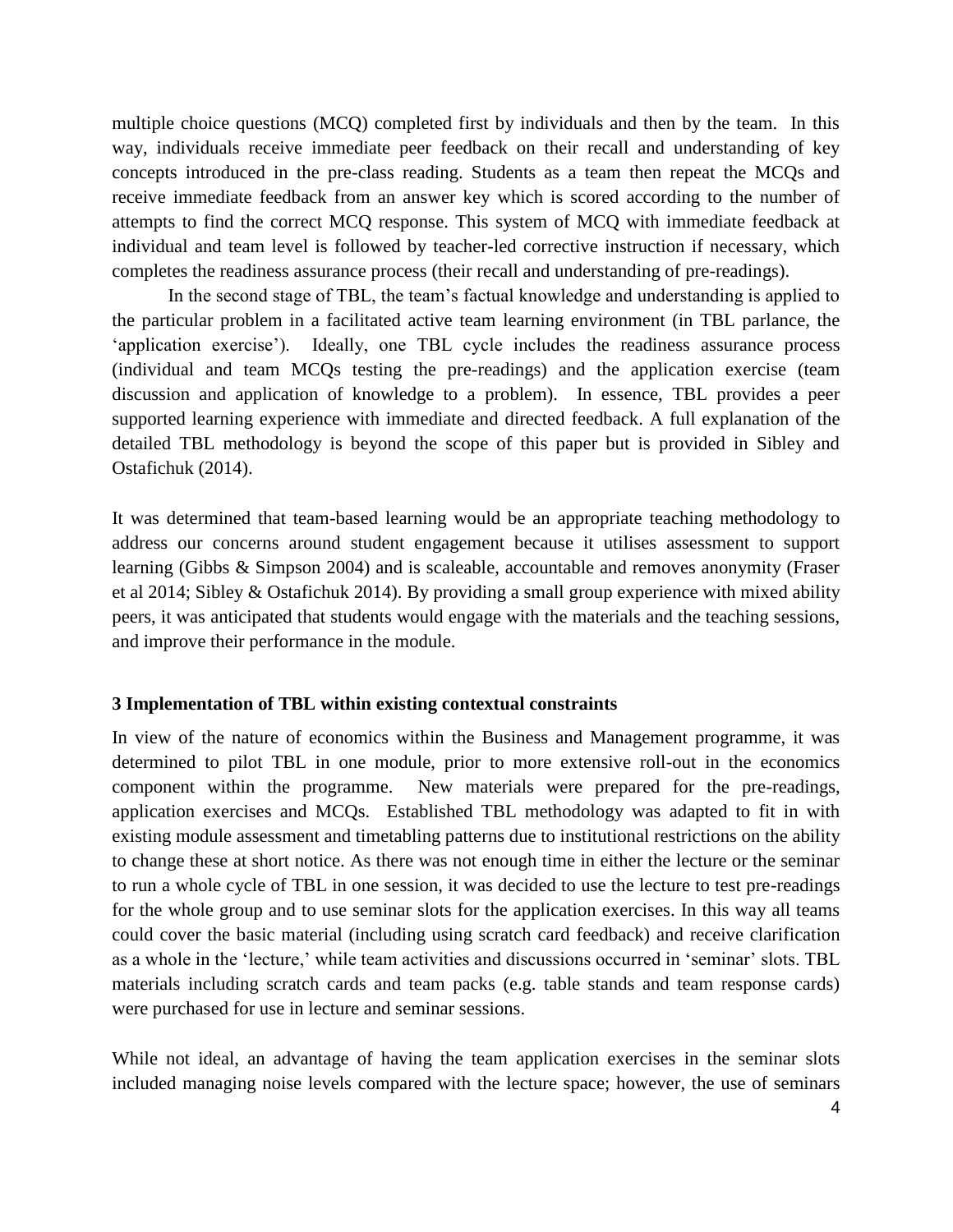multiple choice questions (MCQ) completed first by individuals and then by the team. In this way, individuals receive immediate peer feedback on their recall and understanding of key concepts introduced in the pre-class reading. Students as a team then repeat the MCQs and receive immediate feedback from an answer key which is scored according to the number of attempts to find the correct MCQ response. This system of MCQ with immediate feedback at individual and team level is followed by teacher-led corrective instruction if necessary, which completes the readiness assurance process (their recall and understanding of pre-readings).

In the second stage of TBL, the team's factual knowledge and understanding is applied to the particular problem in a facilitated active team learning environment (in TBL parlance, the 'application exercise'). Ideally, one TBL cycle includes the readiness assurance process (individual and team MCQs testing the pre-readings) and the application exercise (team discussion and application of knowledge to a problem). In essence, TBL provides a peer supported learning experience with immediate and directed feedback. A full explanation of the detailed TBL methodology is beyond the scope of this paper but is provided in Sibley and Ostafichuk (2014).

It was determined that team-based learning would be an appropriate teaching methodology to address our concerns around student engagement because it utilises assessment to support learning (Gibbs & Simpson 2004) and is scaleable, accountable and removes anonymity (Fraser et al 2014; Sibley & Ostafichuk 2014). By providing a small group experience with mixed ability peers, it was anticipated that students would engage with the materials and the teaching sessions, and improve their performance in the module.

### 3 Implementation of TBL within existing contextual constraints

In view of the nature of economics within the Business and Management programme, it was determined to pilot TBL in one module, prior to more extensive roll-out in the economics component within the programme. New materials were prepared for the pre-readings, application exercises and MCQs. Established TBL methodology was adapted to fit in with existing module assessment and timetabling patterns due to institutional restrictions on the ability to change these at short notice. As there was not enough time in either the lecture or the seminar to run a whole cycle of TBL in one session, it was decided to use the lecture to test pre-readings for the whole group and to use seminar slots for the application exercises. In this way all teams could cover the basic material (including using scratch card feedback) and receive clarification as a whole in the 'lecture,' while team activities and discussions occurred in 'seminar' slots. TBL materials including scratch cards and team packs (e.g. table stands and team response cards) were purchased for use in lecture and seminar sessions.

While not ideal, an advantage of having the team application exercises in the seminar slots included managing noise levels compared with the lecture space; however, the use of seminars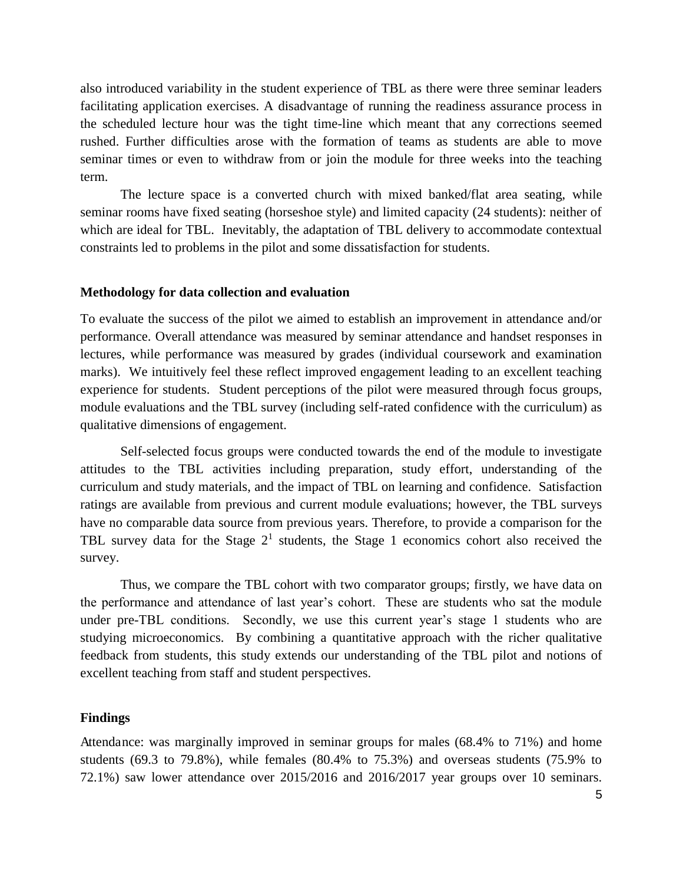also introduced variability in the student experience of TBL as there were three seminar leaders facilitating application exercises. A disadvantage of running the readiness assurance process in the scheduled lecture hour was the tight time-line which meant that any corrections seemed rushed. Further difficulties arose with the formation of teams as students are able to move seminar times or even to withdraw from or join the module for three weeks into the teaching term.

The lecture space is a converted church with mixed banked/flat area seating, while seminar rooms have fixed seating (horseshoe style) and limited capacity (24 students): neither of which are ideal for TBL. Inevitably, the adaptation of TBL delivery to accommodate contextual constraints led to problems in the pilot and some dissatisfaction for students.

### Methodology for data collection and evaluation

To evaluate the success of the pilot we aimed to establish an improvement in attendance and/or performance. Overall attendance was measured by seminar attendance and handset responses in lectures, while performance was measured by grades (individual coursework and examination marks). We intuitively feel these reflect improved engagement leading to an excellent teaching experience for students. Student perceptions of the pilot were measured through focus groups, module evaluations and the TBL survey (including self-rated confidence with the curriculum) as qualitative dimensions of engagement.

Self-selected focus groups were conducted towards the end of the module to investigate attitudes to the TBL activities including preparation, study effort, understanding of the curriculum and study materials, and the impact of TBL on learning and confidence. Satisfaction ratings are available from previous and current module evaluations; however, the TBL surveys have no comparable data source from previous years. Therefore, to provide a comparison for the TBL survey data for the Stage 2[1] students, the Stage 1 economics cohort also received the survey.

Thus, we compare the TBL cohort with two comparator groups; firstly, we have data on the performance and attendance of last year's cohort. These are students who sat the module under pre-TBL conditions. Secondly, we use this current year's stage 1 students who are studying microeconomics. By combining a quantitative approach with the richer qualitative feedback from students, this study extends our understanding of the TBL pilot and notions of excellent teaching from staff and student perspectives.

### Findings

Attendance: was marginally improved in seminar groups for males (68.4% to 71%) and home students (69.3 to 79.8%), while females (80.4% to 75.3%) and overseas students (75.9% to 72.1%) saw lower attendance over 2015/2016 and 2016/2017 year groups over 10 seminars.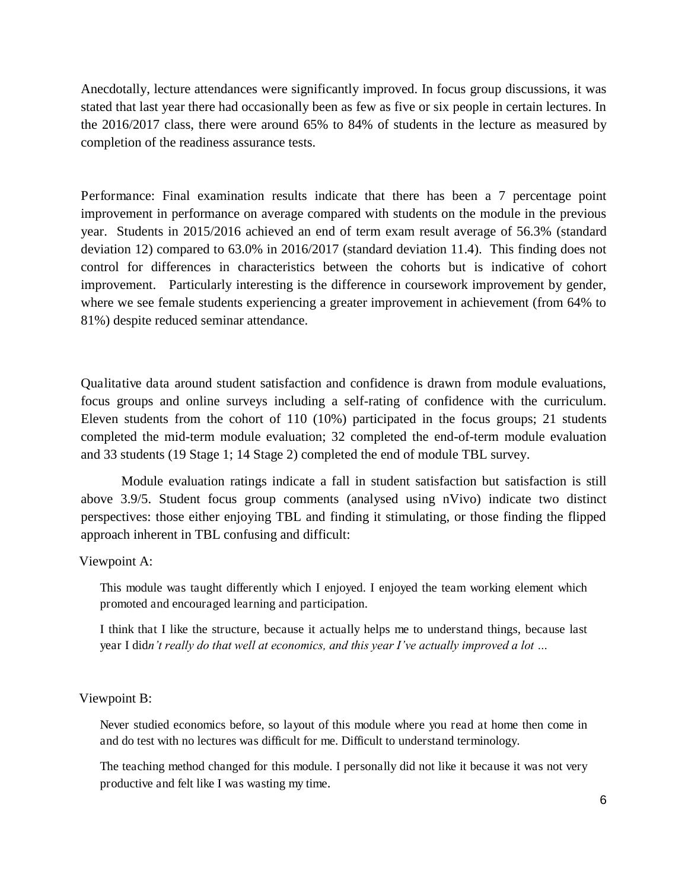Anecdotally, lecture attendances were significantly improved. In focus group discussions, it was stated that last year there had occasionally been as few as five or six people in certain lectures. In the 2016/2017 class, there were around 65% to 84% of students in the lecture as measured by completion of the readiness assurance tests.

Performance: Final examination results indicate that there has been a 7 percentage point improvement in performance on average compared with students on the module in the previous year. Students in 2015/2016 achieved an end of term exam result average of 56.3% (standard deviation 12) compared to 63.0% in 2016/2017 (standard deviation 11.4). This finding does not control for differences in characteristics between the cohorts but is indicative of cohort improvement. Particularly interesting is the difference in coursework improvement by gender, where we see female students experiencing a greater improvement in achievement (from 64% to 81%) despite reduced seminar attendance.

Qualitative data around student satisfaction and confidence is drawn from module evaluations, focus groups and online surveys including a self-rating of confidence with the curriculum. Eleven students from the cohort of 110 (10%) participated in the focus groups; 21 students completed the mid-term module evaluation; 32 completed the end-of-term module evaluation and 33 students (19 Stage 1; 14 Stage 2) completed the end of module TBL survey.

Module evaluation ratings indicate a fall in student satisfaction but satisfaction is still above 3.9/5. Student focus group comments (analysed using nVivo) indicate two distinct perspectives: those either enjoying TBL and finding it stimulating, or those finding the flipped approach inherent in TBL confusing and difficult:

Viewpoint A:

> This module was taught differently which I enjoyed. I enjoyed the team working element which promoted and encouraged learning and participation.
>
> I think that I like the structure, because it actually helps me to understand things, because last year I did*n't really do that well at economics, and this year I've actually improved a lot …*

Viewpoint B:

> Never studied economics before, so layout of this module where you read at home then come in and do test with no lectures was difficult for me. Difficult to understand terminology.
>
> The teaching method changed for this module. I personally did not like it because it was not very productive and felt like I was wasting my time.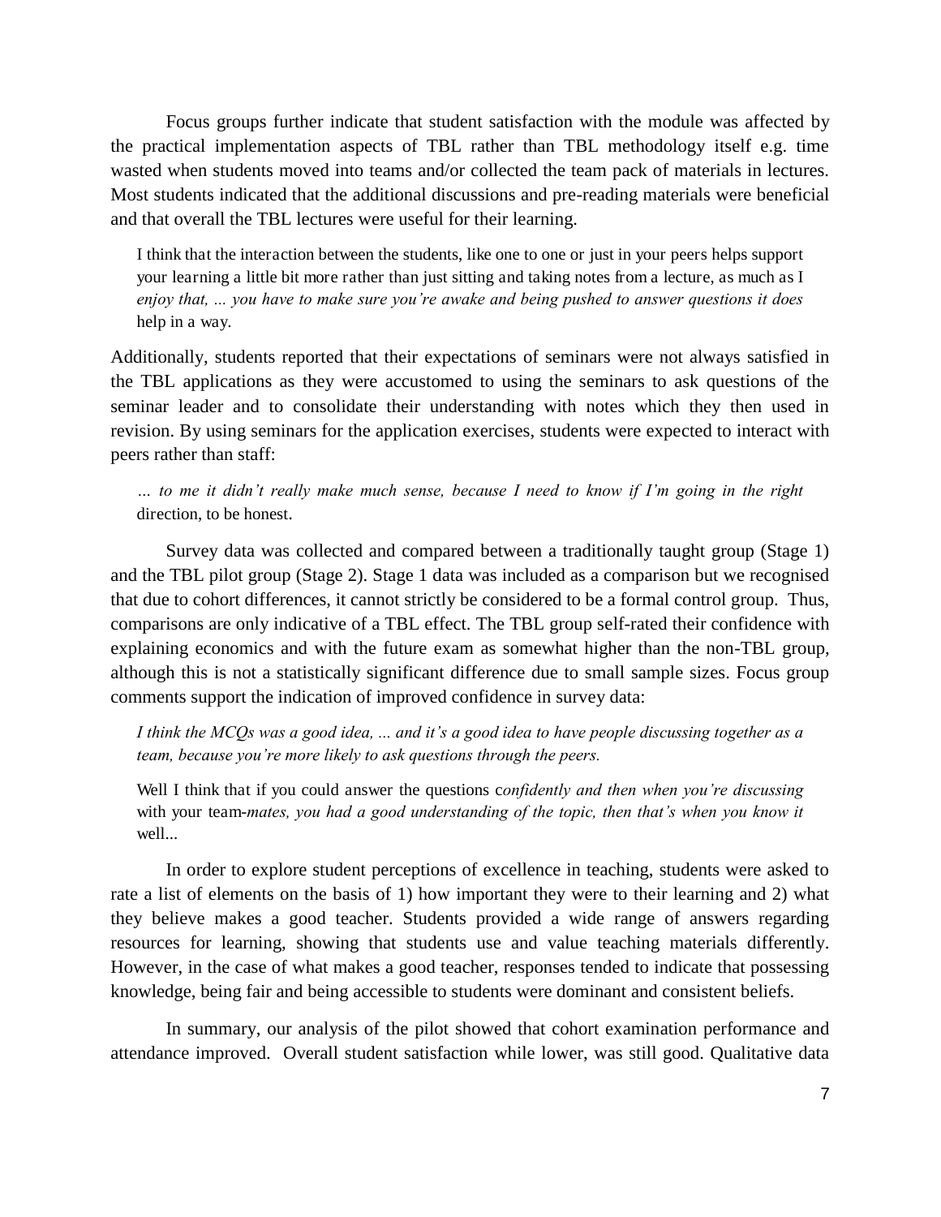Focus groups further indicate that student satisfaction with the module was affected by the practical implementation aspects of TBL rather than TBL methodology itself e.g. time wasted when students moved into teams and/or collected the team pack of materials in lectures. Most students indicated that the additional discussions and pre-reading materials were beneficial and that overall the TBL lectures were useful for their learning.

> I think that the interaction between the students, like one to one or just in your peers helps support your learning a little bit more rather than just sitting and taking notes from a lecture, as much as I *enjoy that, ... you have to make sure you're awake and being pushed to answer questions it does* help in a way.

Additionally, students reported that their expectations of seminars were not always satisfied in the TBL applications as they were accustomed to using the seminars to ask questions of the seminar leader and to consolidate their understanding with notes which they then used in revision. By using seminars for the application exercises, students were expected to interact with peers rather than staff:

> *... to me it didn't really make much sense, because I need to know if I'm going in the right* direction, to be honest.

Survey data was collected and compared between a traditionally taught group (Stage 1) and the TBL pilot group (Stage 2). Stage 1 data was included as a comparison but we recognised that due to cohort differences, it cannot strictly be considered to be a formal control group. Thus, comparisons are only indicative of a TBL effect. The TBL group self-rated their confidence with explaining economics and with the future exam as somewhat higher than the non-TBL group, although this is not a statistically significant difference due to small sample sizes. Focus group comments support the indication of improved confidence in survey data:

> *I think the MCQs was a good idea, ... and it's a good idea to have people discussing together as a team, because you're more likely to ask questions through the peers.*

> Well I think that if you could answer the questions c*onfidently and then when you're discussing* with your team-*mates, you had a good understanding of the topic, then that's when you know it* well...

In order to explore student perceptions of excellence in teaching, students were asked to rate a list of elements on the basis of 1) how important they were to their learning and 2) what they believe makes a good teacher. Students provided a wide range of answers regarding resources for learning, showing that students use and value teaching materials differently. However, in the case of what makes a good teacher, responses tended to indicate that possessing knowledge, being fair and being accessible to students were dominant and consistent beliefs.

In summary, our analysis of the pilot showed that cohort examination performance and attendance improved. Overall student satisfaction while lower, was still good. Qualitative data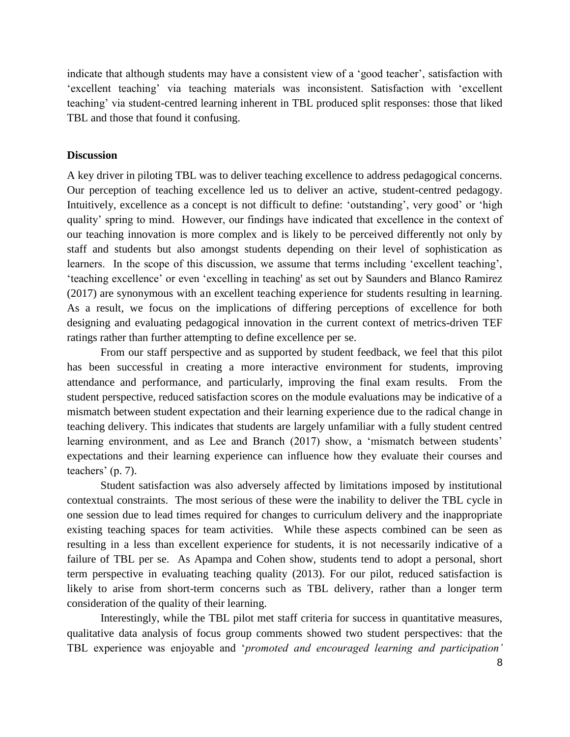indicate that although students may have a consistent view of a 'good teacher', satisfaction with 'excellent teaching' via teaching materials was inconsistent. Satisfaction with 'excellent teaching' via student-centred learning inherent in TBL produced split responses: those that liked TBL and those that found it confusing.

## Discussion

A key driver in piloting TBL was to deliver teaching excellence to address pedagogical concerns. Our perception of teaching excellence led us to deliver an active, student-centred pedagogy. Intuitively, excellence as a concept is not difficult to define: 'outstanding', very good' or 'high quality' spring to mind. However, our findings have indicated that excellence in the context of our teaching innovation is more complex and is likely to be perceived differently not only by staff and students but also amongst students depending on their level of sophistication as learners. In the scope of this discussion, we assume that terms including 'excellent teaching', 'teaching excellence' or even 'excelling in teaching' as set out by Saunders and Blanco Ramirez (2017) are synonymous with an excellent teaching experience for students resulting in learning. As a result, we focus on the implications of differing perceptions of excellence for both designing and evaluating pedagogical innovation in the current context of metrics-driven TEF ratings rather than further attempting to define excellence per se.

From our staff perspective and as supported by student feedback, we feel that this pilot has been successful in creating a more interactive environment for students, improving attendance and performance, and particularly, improving the final exam results. From the student perspective, reduced satisfaction scores on the module evaluations may be indicative of a mismatch between student expectation and their learning experience due to the radical change in teaching delivery. This indicates that students are largely unfamiliar with a fully student centred learning environment, and as Lee and Branch (2017) show, a 'mismatch between students' expectations and their learning experience can influence how they evaluate their courses and teachers' (p. 7).

Student satisfaction was also adversely affected by limitations imposed by institutional contextual constraints. The most serious of these were the inability to deliver the TBL cycle in one session due to lead times required for changes to curriculum delivery and the inappropriate existing teaching spaces for team activities. While these aspects combined can be seen as resulting in a less than excellent experience for students, it is not necessarily indicative of a failure of TBL per se. As Apampa and Cohen show, students tend to adopt a personal, short term perspective in evaluating teaching quality (2013). For our pilot, reduced satisfaction is likely to arise from short-term concerns such as TBL delivery, rather than a longer term consideration of the quality of their learning.

Interestingly, while the TBL pilot met staff criteria for success in quantitative measures, qualitative data analysis of focus group comments showed two student perspectives: that the TBL experience was enjoyable and '*promoted and encouraged learning and participation'*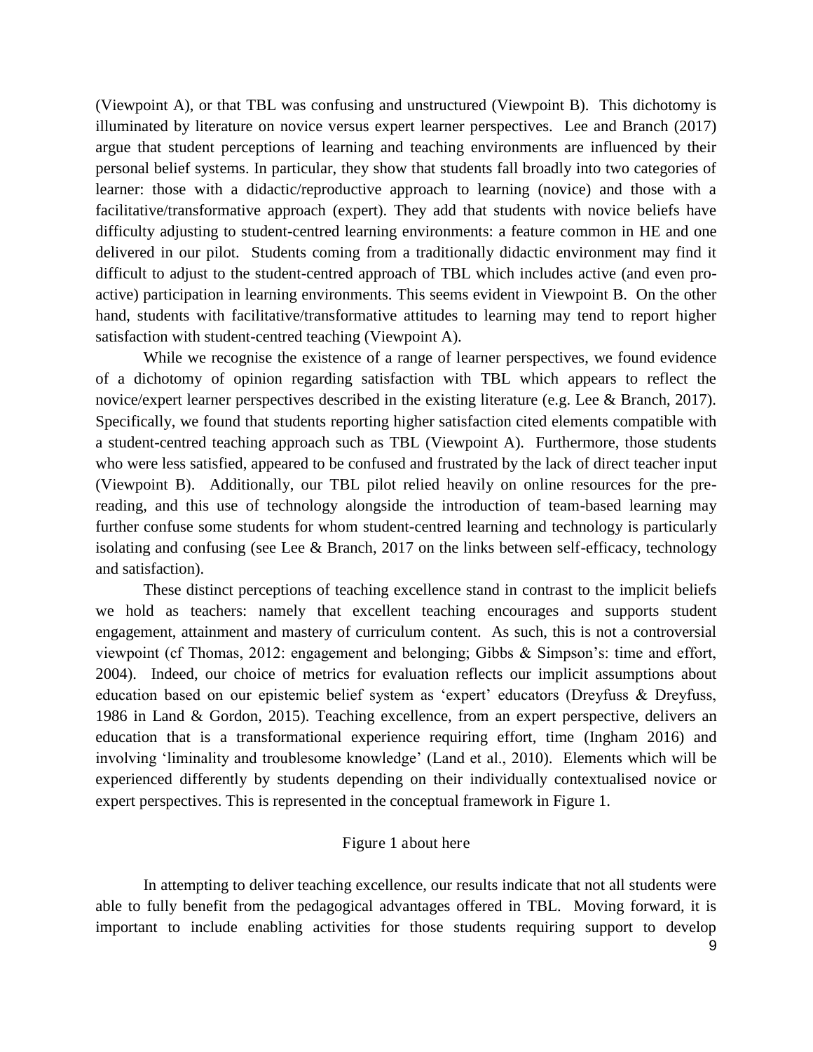(Viewpoint A), or that TBL was confusing and unstructured (Viewpoint B). This dichotomy is illuminated by literature on novice versus expert learner perspectives. Lee and Branch (2017) argue that student perceptions of learning and teaching environments are influenced by their personal belief systems. In particular, they show that students fall broadly into two categories of learner: those with a didactic/reproductive approach to learning (novice) and those with a facilitative/transformative approach (expert). They add that students with novice beliefs have difficulty adjusting to student-centred learning environments: a feature common in HE and one delivered in our pilot. Students coming from a traditionally didactic environment may find it difficult to adjust to the student-centred approach of TBL which includes active (and even pro-active) participation in learning environments. This seems evident in Viewpoint B. On the other hand, students with facilitative/transformative attitudes to learning may tend to report higher satisfaction with student-centred teaching (Viewpoint A).

While we recognise the existence of a range of learner perspectives, we found evidence of a dichotomy of opinion regarding satisfaction with TBL which appears to reflect the novice/expert learner perspectives described in the existing literature (e.g. Lee & Branch, 2017). Specifically, we found that students reporting higher satisfaction cited elements compatible with a student-centred teaching approach such as TBL (Viewpoint A). Furthermore, those students who were less satisfied, appeared to be confused and frustrated by the lack of direct teacher input (Viewpoint B). Additionally, our TBL pilot relied heavily on online resources for the pre-reading, and this use of technology alongside the introduction of team-based learning may further confuse some students for whom student-centred learning and technology is particularly isolating and confusing (see Lee & Branch, 2017 on the links between self-efficacy, technology and satisfaction).

These distinct perceptions of teaching excellence stand in contrast to the implicit beliefs we hold as teachers: namely that excellent teaching encourages and supports student engagement, attainment and mastery of curriculum content. As such, this is not a controversial viewpoint (cf Thomas, 2012: engagement and belonging; Gibbs & Simpson's: time and effort, 2004). Indeed, our choice of metrics for evaluation reflects our implicit assumptions about education based on our epistemic belief system as 'expert' educators (Dreyfuss & Dreyfuss, 1986 in Land & Gordon, 2015). Teaching excellence, from an expert perspective, delivers an education that is a transformational experience requiring effort, time (Ingham 2016) and involving 'liminality and troublesome knowledge' (Land et al., 2010). Elements which will be experienced differently by students depending on their individually contextualised novice or expert perspectives. This is represented in the conceptual framework in Figure 1.

Figure 1 about here

In attempting to deliver teaching excellence, our results indicate that not all students were able to fully benefit from the pedagogical advantages offered in TBL. Moving forward, it is important to include enabling activities for those students requiring support to develop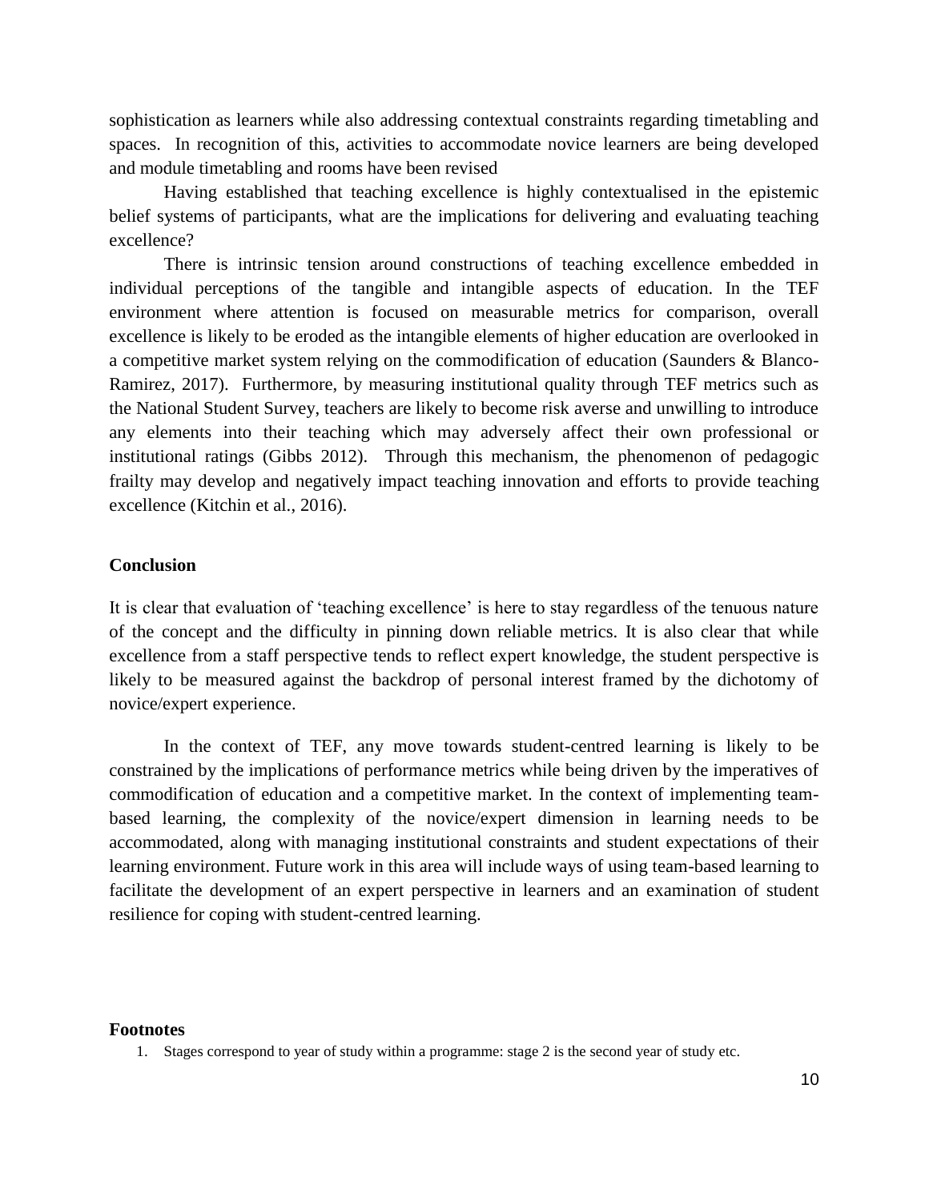sophistication as learners while also addressing contextual constraints regarding timetabling and spaces. In recognition of this, activities to accommodate novice learners are being developed and module timetabling and rooms have been revised

Having established that teaching excellence is highly contextualised in the epistemic belief systems of participants, what are the implications for delivering and evaluating teaching excellence?

There is intrinsic tension around constructions of teaching excellence embedded in individual perceptions of the tangible and intangible aspects of education. In the TEF environment where attention is focused on measurable metrics for comparison, overall excellence is likely to be eroded as the intangible elements of higher education are overlooked in a competitive market system relying on the commodification of education (Saunders & Blanco-Ramirez, 2017). Furthermore, by measuring institutional quality through TEF metrics such as the National Student Survey, teachers are likely to become risk averse and unwilling to introduce any elements into their teaching which may adversely affect their own professional or institutional ratings (Gibbs 2012). Through this mechanism, the phenomenon of pedagogic frailty may develop and negatively impact teaching innovation and efforts to provide teaching excellence (Kitchin et al., 2016).

### Conclusion

It is clear that evaluation of 'teaching excellence' is here to stay regardless of the tenuous nature of the concept and the difficulty in pinning down reliable metrics. It is also clear that while excellence from a staff perspective tends to reflect expert knowledge, the student perspective is likely to be measured against the backdrop of personal interest framed by the dichotomy of novice/expert experience.

In the context of TEF, any move towards student-centred learning is likely to be constrained by the implications of performance metrics while being driven by the imperatives of commodification of education and a competitive market. In the context of implementing team-based learning, the complexity of the novice/expert dimension in learning needs to be accommodated, along with managing institutional constraints and student expectations of their learning environment. Future work in this area will include ways of using team-based learning to facilitate the development of an expert perspective in learners and an examination of student resilience for coping with student-centred learning.

### Footnotes

1. Stages correspond to year of study within a programme: stage 2 is the second year of study etc.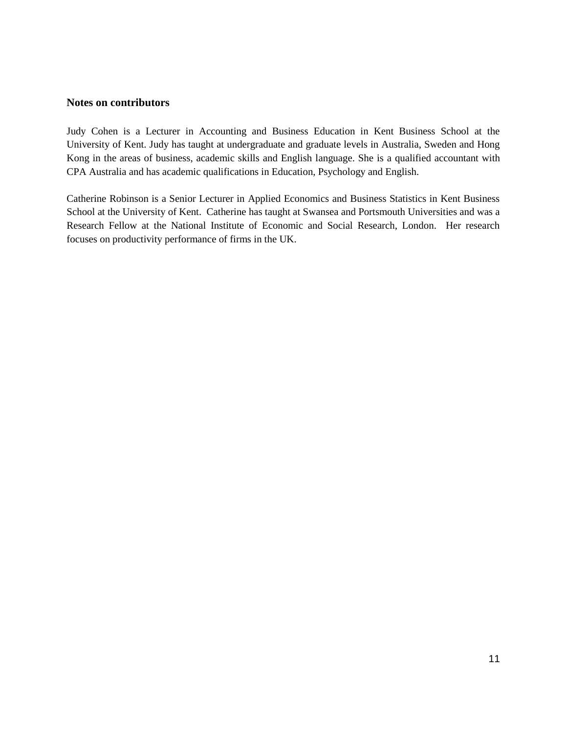## Notes on contributors

Judy Cohen is a Lecturer in Accounting and Business Education in Kent Business School at the University of Kent. Judy has taught at undergraduate and graduate levels in Australia, Sweden and Hong Kong in the areas of business, academic skills and English language. She is a qualified accountant with CPA Australia and has academic qualifications in Education, Psychology and English.

Catherine Robinson is a Senior Lecturer in Applied Economics and Business Statistics in Kent Business School at the University of Kent. Catherine has taught at Swansea and Portsmouth Universities and was a Research Fellow at the National Institute of Economic and Social Research, London. Her research focuses on productivity performance of firms in the UK.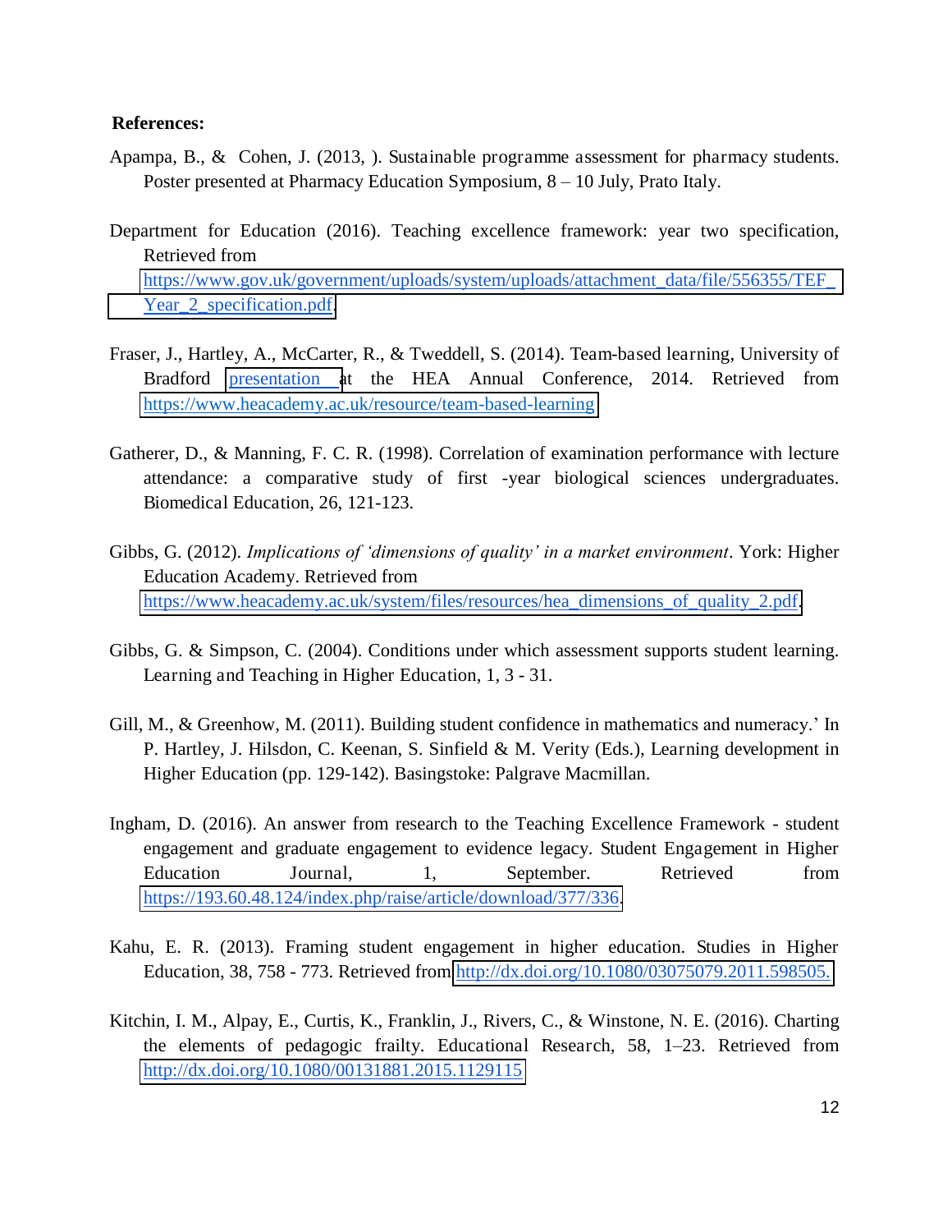**References:**

Apampa, B., & Cohen, J. (2013, ). Sustainable programme assessment for pharmacy students. Poster presented at Pharmacy Education Symposium, 8 – 10 July, Prato Italy.

Department for Education (2016). Teaching excellence framework: year two specification, Retrieved from https://www.gov.uk/government/uploads/system/uploads/attachment_data/file/556355/TEF_Year_2_specification.pdf.

Fraser, J., Hartley, A., McCarter, R., & Tweddell, S. (2014). Team-based learning, University of Bradford presentation at the HEA Annual Conference, 2014. Retrieved from https://www.heacademy.ac.uk/resource/team-based-learning

Gatherer, D., & Manning, F. C. R. (1998). Correlation of examination performance with lecture attendance: a comparative study of first -year biological sciences undergraduates. Biomedical Education, 26, 121-123.

Gibbs, G. (2012). *Implications of 'dimensions of quality' in a market environment*. York: Higher Education Academy. Retrieved from https://www.heacademy.ac.uk/system/files/resources/hea_dimensions_of_quality_2.pdf.

Gibbs, G. & Simpson, C. (2004). Conditions under which assessment supports student learning. Learning and Teaching in Higher Education, 1, 3 - 31.

Gill, M., & Greenhow, M. (2011). Building student confidence in mathematics and numeracy.' In P. Hartley, J. Hilsdon, C. Keenan, S. Sinfield & M. Verity (Eds.), Learning development in Higher Education (pp. 129-142). Basingstoke: Palgrave Macmillan.

Ingham, D. (2016). An answer from research to the Teaching Excellence Framework - student engagement and graduate engagement to evidence legacy. Student Engagement in Higher Education Journal, 1, September. Retrieved from https://193.60.48.124/index.php/raise/article/download/377/336.

Kahu, E. R. (2013). Framing student engagement in higher education. Studies in Higher Education, 38, 758 - 773. Retrieved from http://dx.doi.org/10.1080/03075079.2011.598505.

Kitchin, I. M., Alpay, E., Curtis, K., Franklin, J., Rivers, C., & Winstone, N. E. (2016). Charting the elements of pedagogic frailty. Educational Research, 58, 1–23. Retrieved from http://dx.doi.org/10.1080/00131881.2015.1129115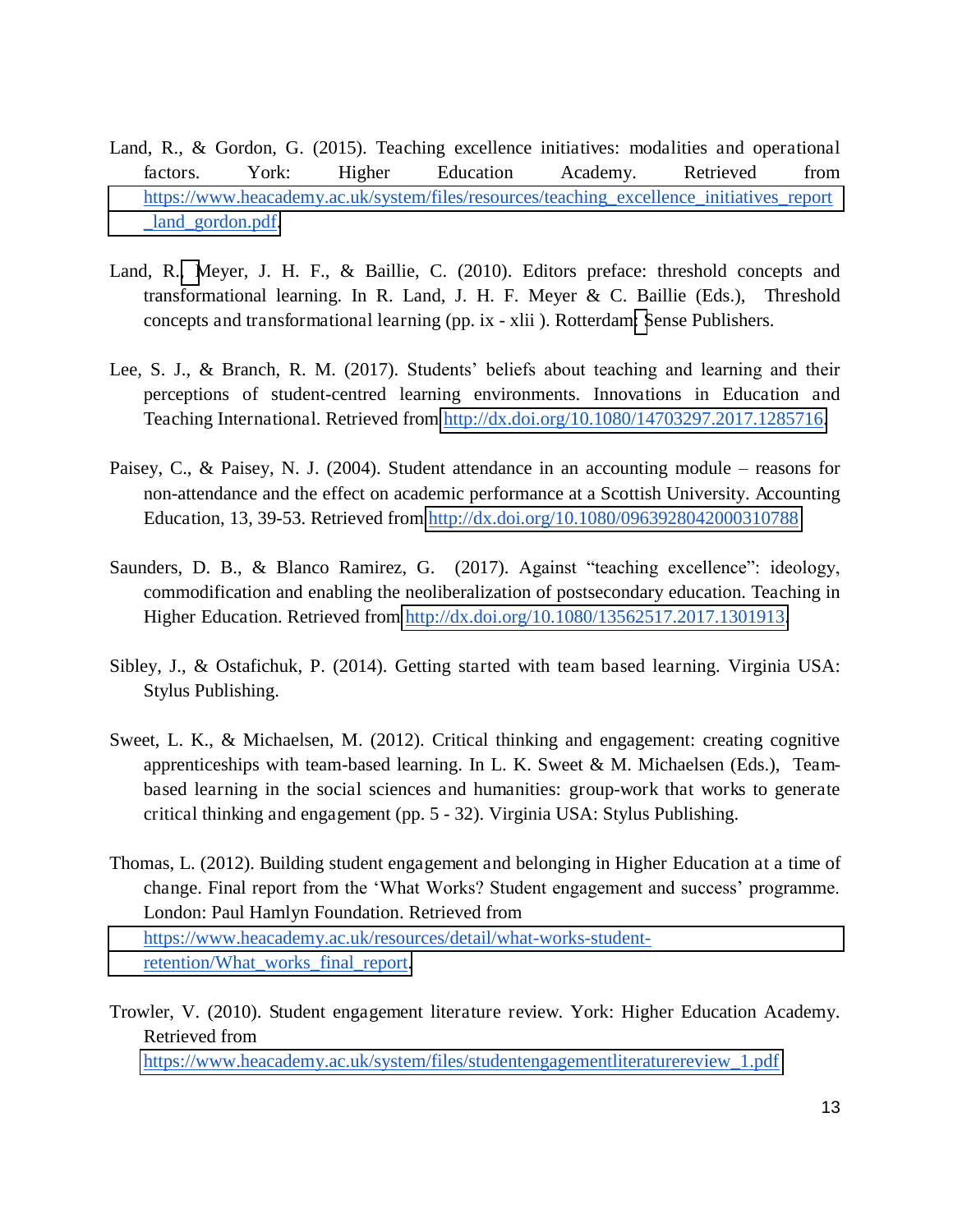Land, R., & Gordon, G. (2015). Teaching excellence initiatives: modalities and operational factors. York: Higher Education Academy. Retrieved from https://www.heacademy.ac.uk/system/files/resources/teaching_excellence_initiatives_report_land_gordon.pdf

Land, R., Meyer, J. H. F., & Baillie, C. (2010). Editors preface: threshold concepts and transformational learning. In R. Land, J. H. F. Meyer & C. Baillie (Eds.), Threshold concepts and transformational learning (pp. ix - xlii ). Rotterdam: Sense Publishers.

Lee, S. J., & Branch, R. M. (2017). Students' beliefs about teaching and learning and their perceptions of student-centred learning environments. Innovations in Education and Teaching International. Retrieved from http://dx.doi.org/10.1080/14703297.2017.1285716

Paisey, C., & Paisey, N. J. (2004). Student attendance in an accounting module – reasons for non-attendance and the effect on academic performance at a Scottish University. Accounting Education, 13, 39-53. Retrieved from http://dx.doi.org/10.1080/0963928042000310788

Saunders, D. B., & Blanco Ramirez, G. (2017). Against "teaching excellence": ideology, commodification and enabling the neoliberalization of postsecondary education. Teaching in Higher Education. Retrieved from http://dx.doi.org/10.1080/13562517.2017.1301913

Sibley, J., & Ostafichuk, P. (2014). Getting started with team based learning. Virginia USA: Stylus Publishing.

Sweet, L. K., & Michaelsen, M. (2012). Critical thinking and engagement: creating cognitive apprenticeships with team-based learning. In L. K. Sweet & M. Michaelsen (Eds.), Team-based learning in the social sciences and humanities: group-work that works to generate critical thinking and engagement (pp. 5 - 32). Virginia USA: Stylus Publishing.

Thomas, L. (2012). Building student engagement and belonging in Higher Education at a time of change. Final report from the 'What Works? Student engagement and success' programme. London: Paul Hamlyn Foundation. Retrieved from https://www.heacademy.ac.uk/resources/detail/what-works-student-retention/What_works_final_report

Trowler, V. (2010). Student engagement literature review. York: Higher Education Academy. Retrieved from https://www.heacademy.ac.uk/system/files/studentengagementliteraturereview_1.pdf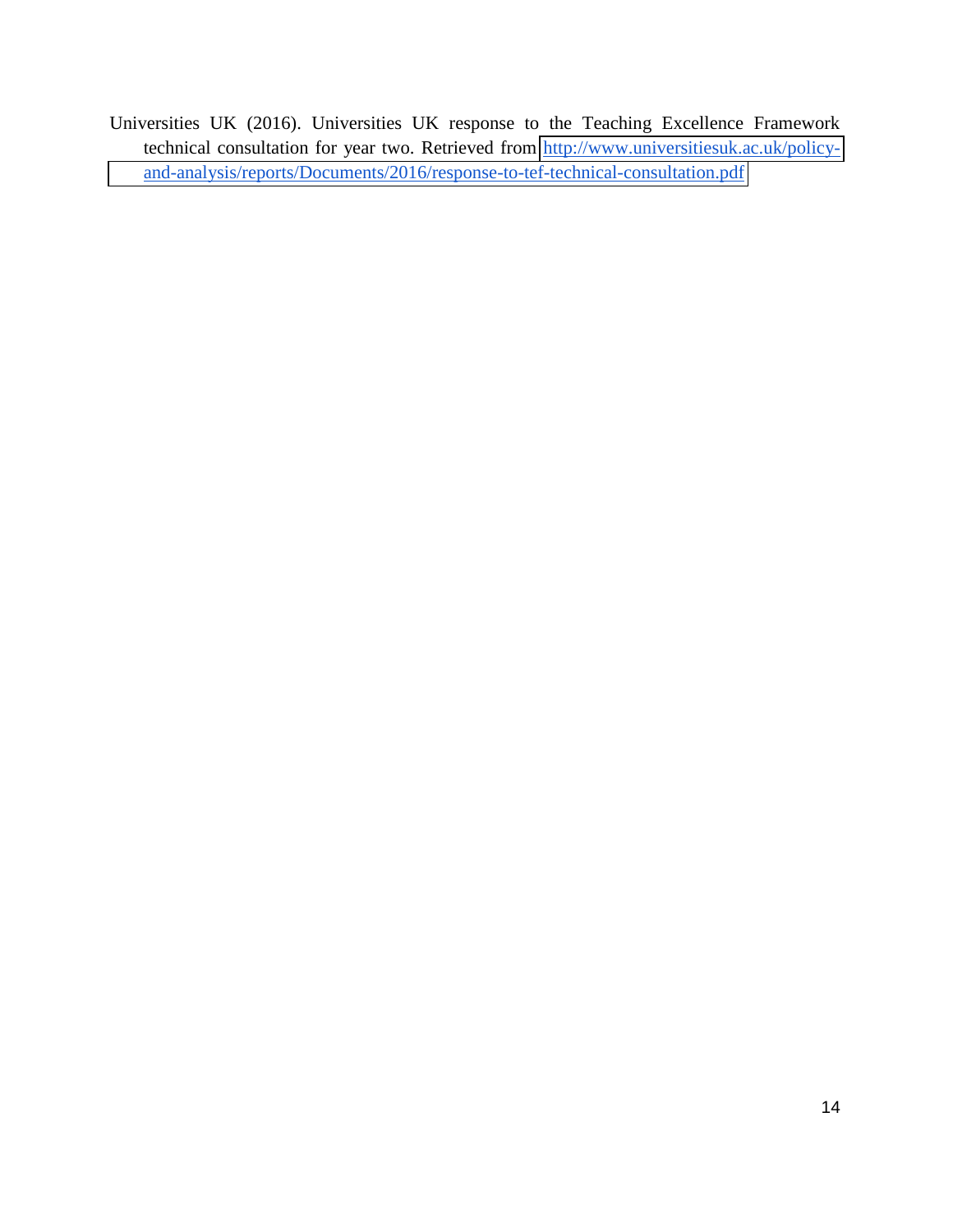Universities UK (2016). Universities UK response to the Teaching Excellence Framework technical consultation for year two. Retrieved from http://www.universitiesuk.ac.uk/policy-and-analysis/reports/Documents/2016/response-to-tef-technical-consultation.pdf